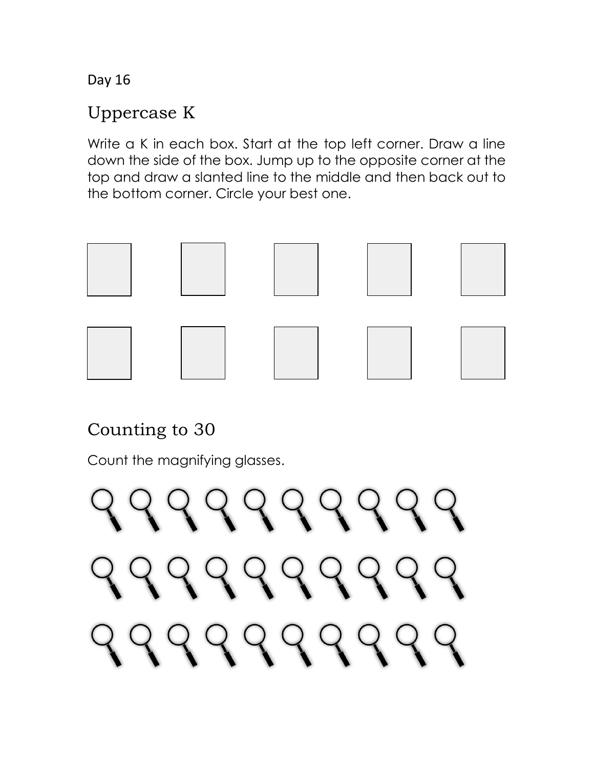Day 16

## Uppercase K

Write a K in each box. Start at the top left corner. Draw a line down the side of the box. Jump up to the opposite corner at the top and draw a slanted line to the middle and then back out to the bottom corner. Circle your best one.

## Counting to 30

Count the magnifying glasses.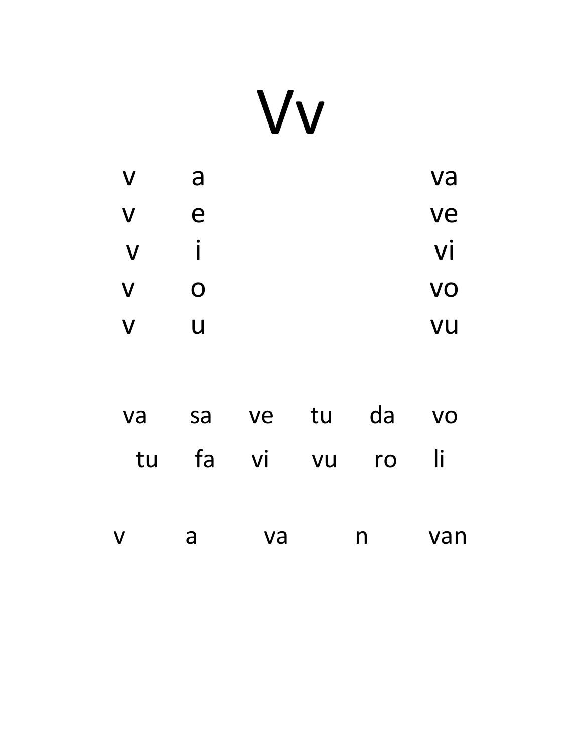# Vv

| | | |
|---|---|---|
| v | a | va |
| v | e | ve |
| v | i | vi |
| v | o | vo |
| v | u | vu |

va sa ve tu da vo

tu fa vi vu ro li

v a va n van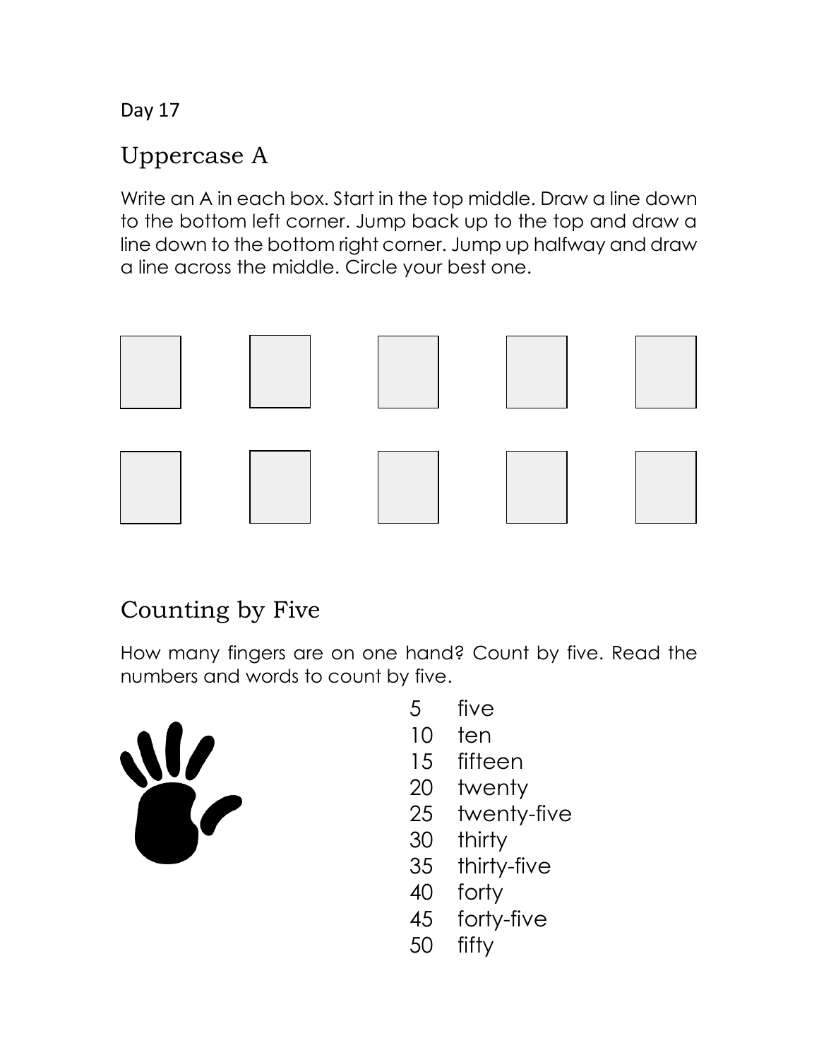Day 17

## Uppercase A

Write an A in each box. Start in the top middle. Draw a line down to the bottom left corner. Jump back up to the top and draw a line down to the bottom right corner. Jump up halfway and draw a line across the middle. Circle your best one.

## Counting by Five

How many fingers are on one hand? Count by five. Read the numbers and words to count by five.

5 five
10 ten
15 fifteen
20 twenty
25 twenty-five
30 thirty
35 thirty-five
40 forty
45 forty-five
50 fifty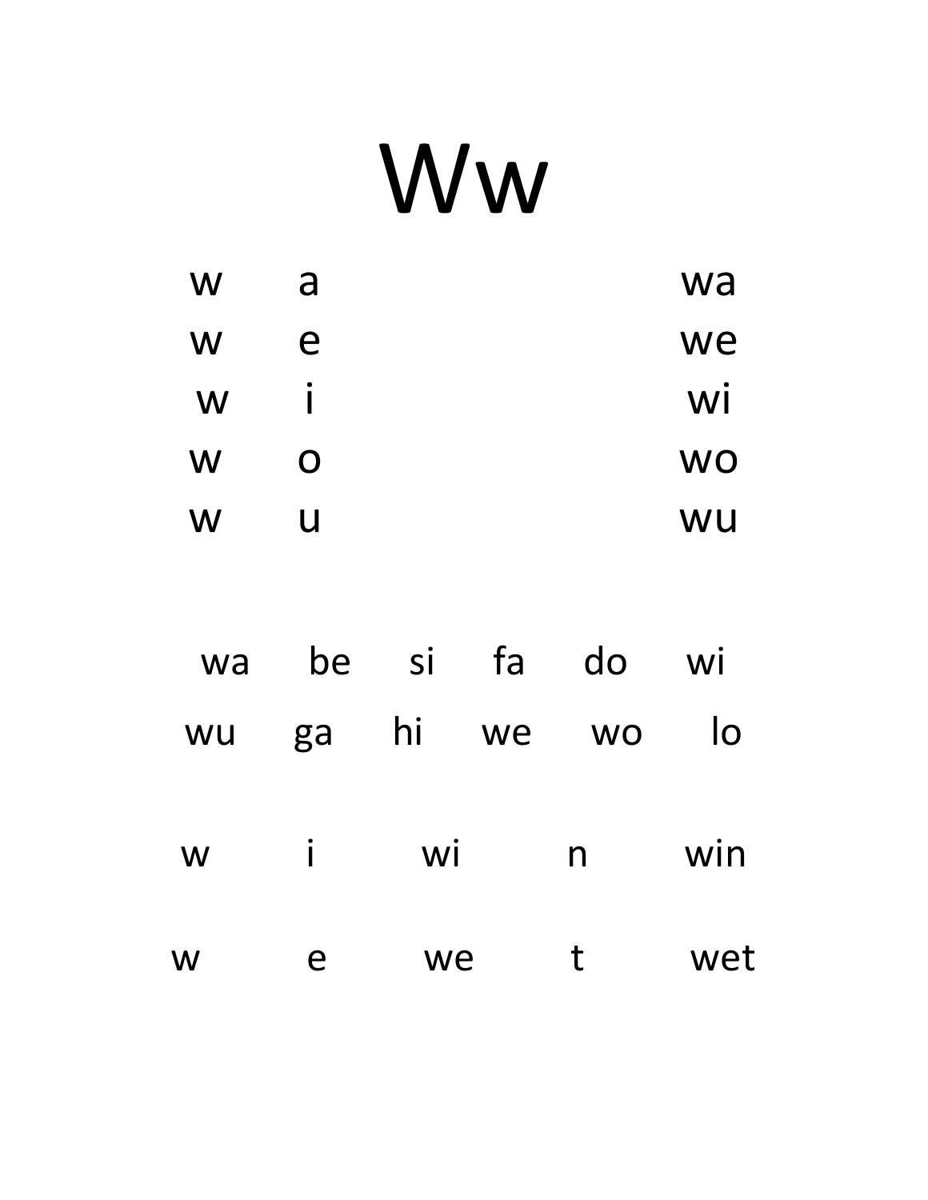# Ww

w a wa
w e we
w i wi
w o wo
w u wu

wa be si fa do wi
wu ga hi we wo lo

w i wi n win

w e we t wet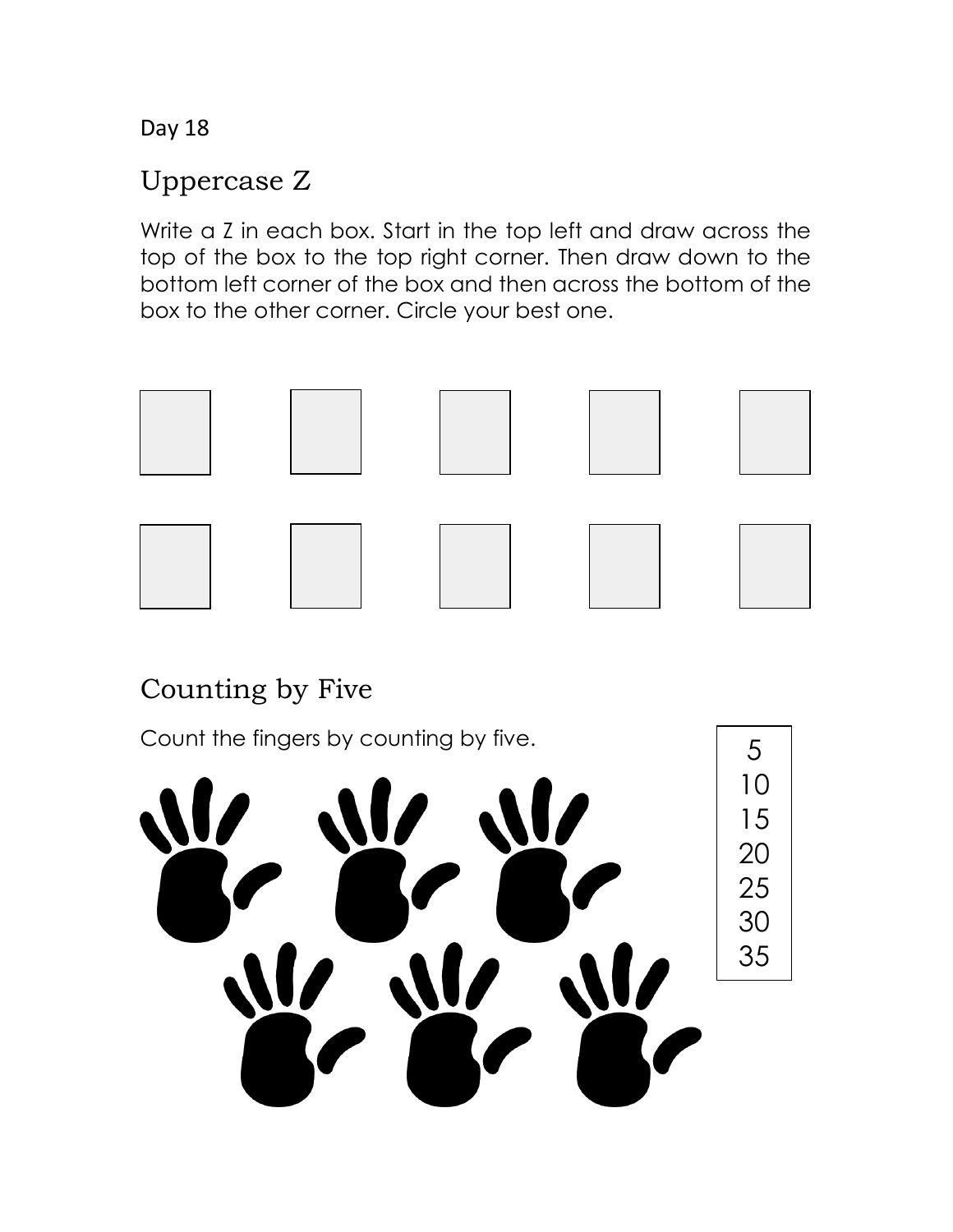Day 18

## Uppercase Z

Write a Z in each box. Start in the top left and draw across the top of the box to the top right corner. Then draw down to the bottom left corner of the box and then across the bottom of the box to the other corner. Circle your best one.

## Counting by Five

Count the fingers by counting by five.

5
10
15
20
25
30
35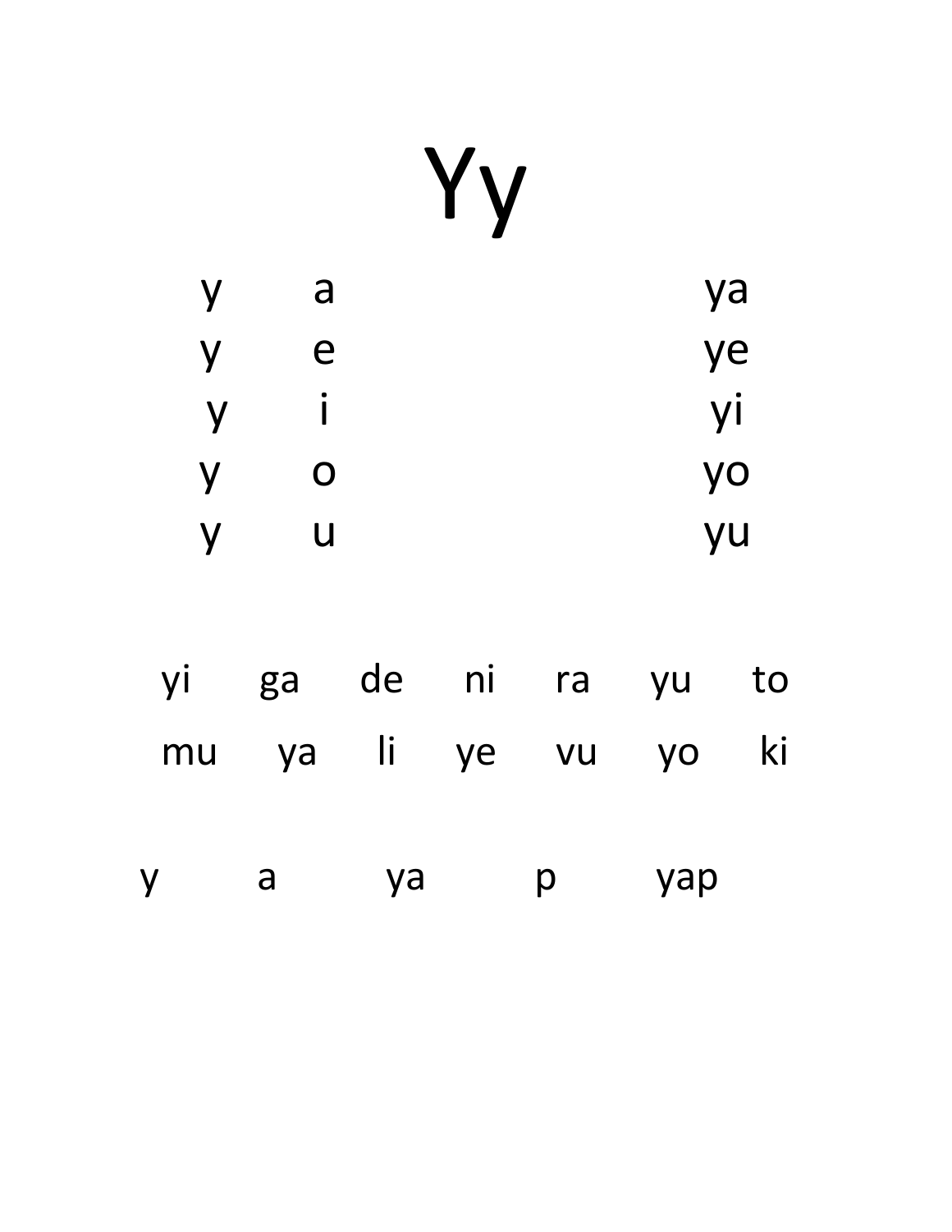# Yy

| | | |
|---|---|---|
| y | a | ya |
| y | e | ye |
| y | i | yi |
| y | o | yo |
| y | u | yu |

yi ga de ni ra yu to

mu ya li ye vu yo ki

y a ya p yap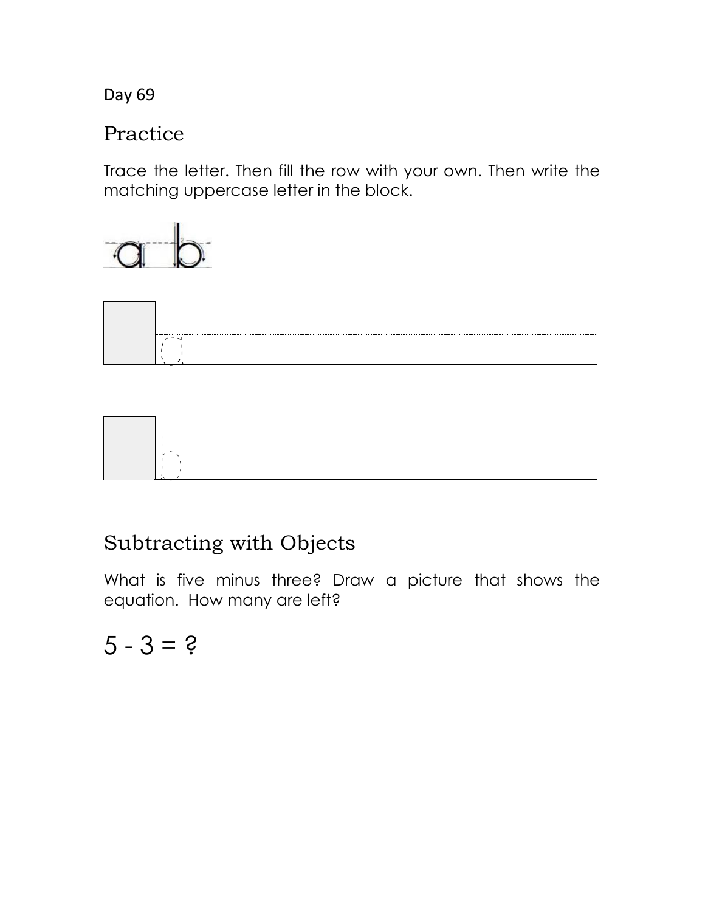Day 69

## Practice

Trace the letter. Then fill the row with your own. Then write the matching uppercase letter in the block.

## Subtracting with Objects

What is five minus three? Draw a picture that shows the equation. How many are left?

5 - 3 = ?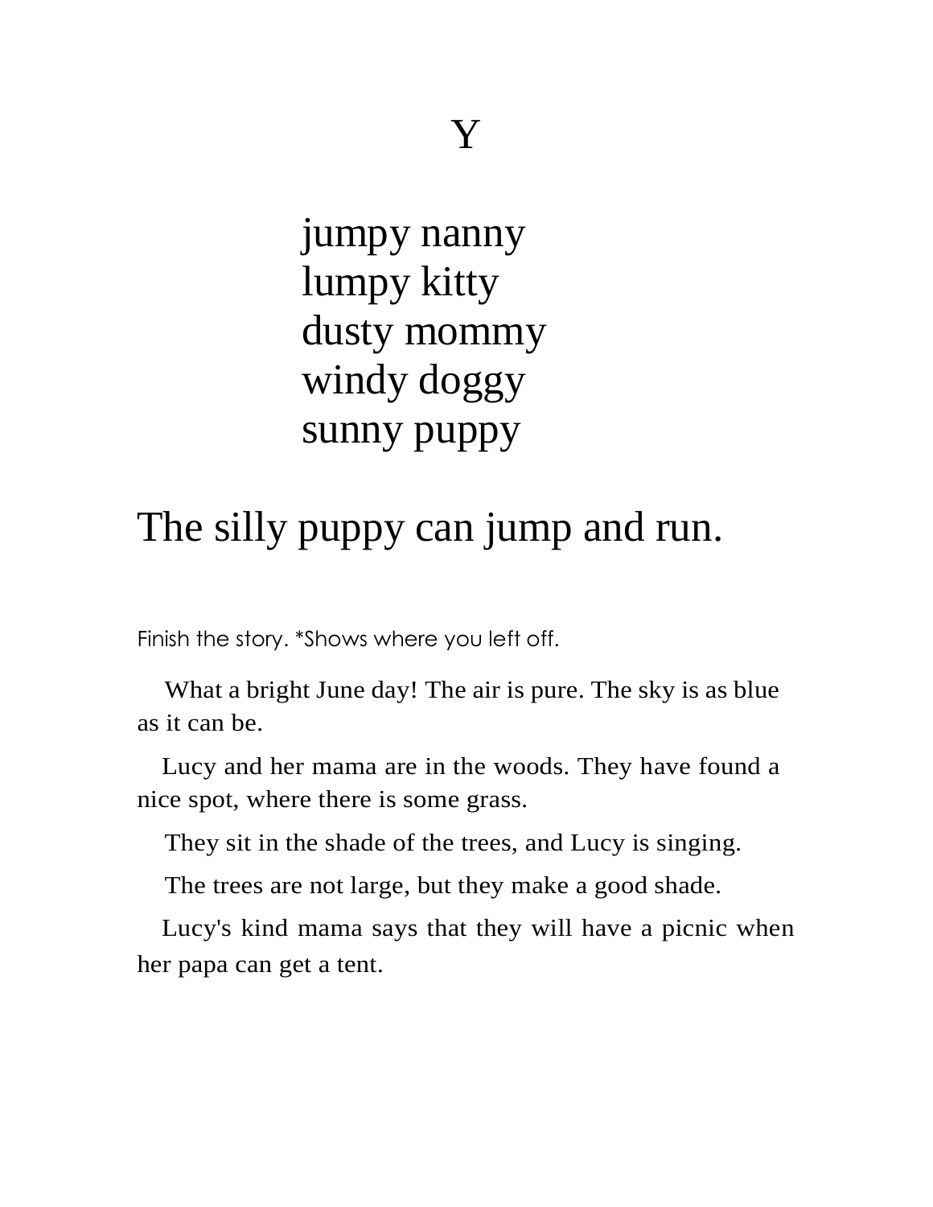# Y

jumpy nanny
lumpy kitty
dusty mommy
windy doggy
sunny puppy

The silly puppy can jump and run.

Finish the story. *Shows where you left off.

What a bright June day! The air is pure. The sky is as blue as it can be.

Lucy and her mama are in the woods. They have found a nice spot, where there is some grass.

They sit in the shade of the trees, and Lucy is singing.

The trees are not large, but they make a good shade.

Lucy's kind mama says that they will have a picnic when her papa can get a tent.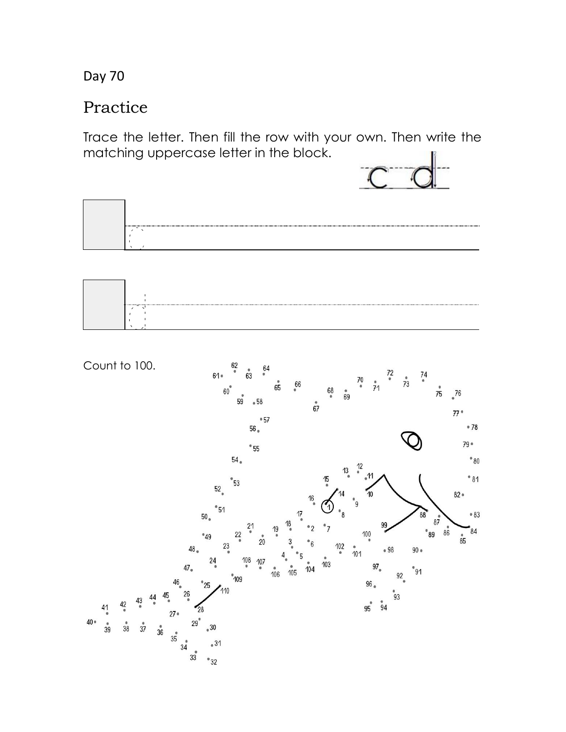Day 70

## Practice

Trace the letter. Then fill the row with your own. Then write the matching uppercase letter in the block.

Count to 100.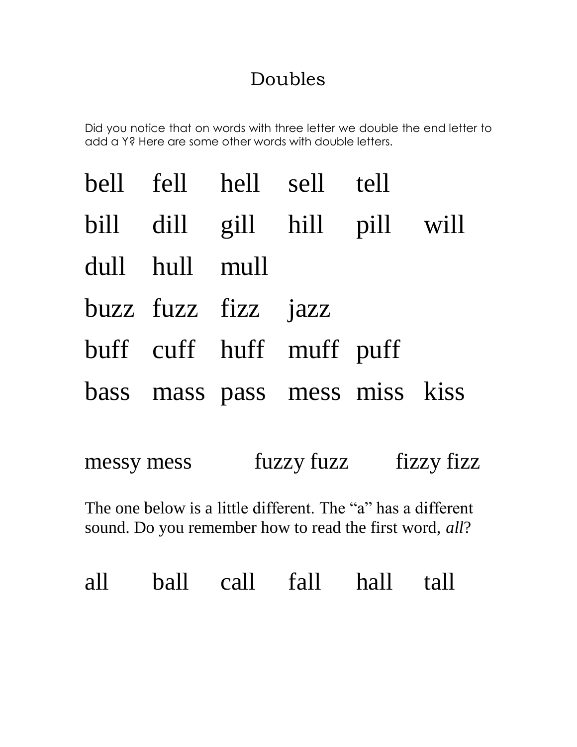# Doubles

Did you notice that on words with three letter we double the end letter to add a Y? Here are some other words with double letters.

bell fell hell sell tell

bill dill gill hill pill will

dull hull mull

buzz fuzz fizz jazz

buff cuff huff muff puff

bass mass pass mess miss kiss

messy mess fuzzy fuzz fizzy fizz

The one below is a little different. The "a" has a different sound. Do you remember how to read the first word, *all*?

all ball call fall hall tall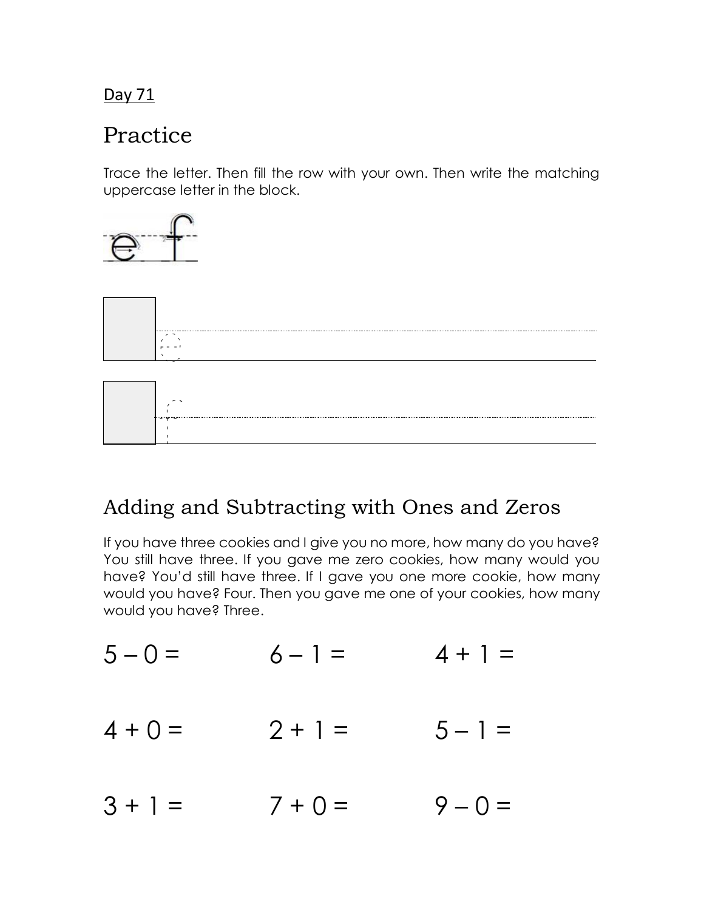Day 71

# Practice

Trace the letter. Then fill the row with your own. Then write the matching uppercase letter in the block.

e f

## Adding and Subtracting with Ones and Zeros

If you have three cookies and I give you no more, how many do you have? You still have three. If you gave me zero cookies, how many would you have? You'd still have three. If I gave you one more cookie, how many would you have? Four. Then you gave me one of your cookies, how many would you have? Three.

$5 - 0 =$ $\quad$ $6 - 1 =$ $\quad$ $4 + 1 =$

$4 + 0 =$ $\quad$ $2 + 1 =$ $\quad$ $5 - 1 =$

$3 + 1 =$ $\quad$ $7 + 0 =$ $\quad$ $9 - 0 =$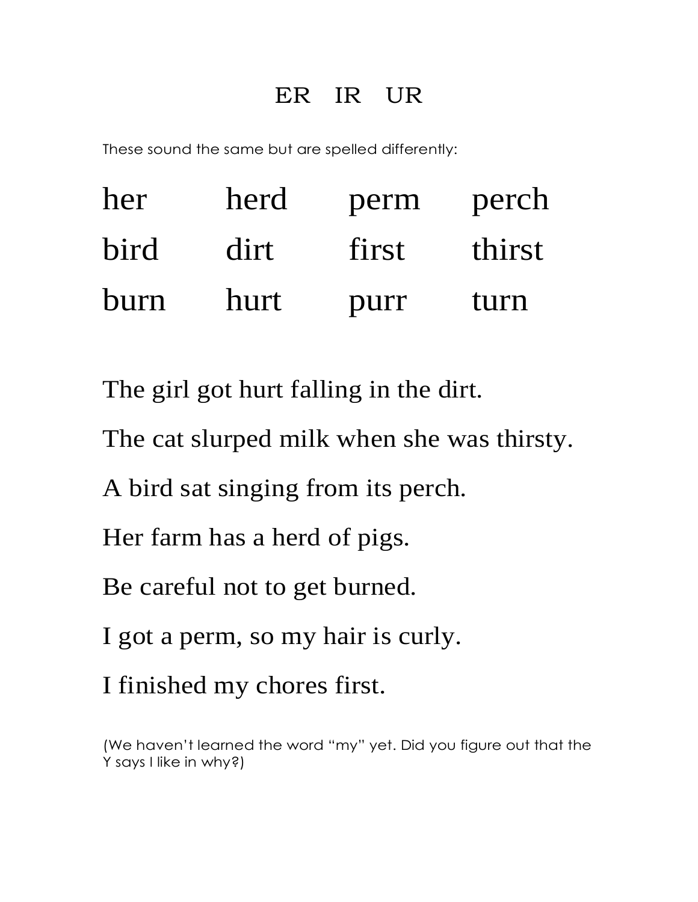# ER IR UR

These sound the same but are spelled differently:

| | | | |
|---|---|---|---|
| her | herd | perm | perch |
| bird | dirt | first | thirst |
| burn | hurt | purr | turn |

The girl got hurt falling in the dirt.

The cat slurped milk when she was thirsty.

A bird sat singing from its perch.

Her farm has a herd of pigs.

Be careful not to get burned.

I got a perm, so my hair is curly.

I finished my chores first.

(We haven't learned the word "my" yet. Did you figure out that the Y says I like in why?)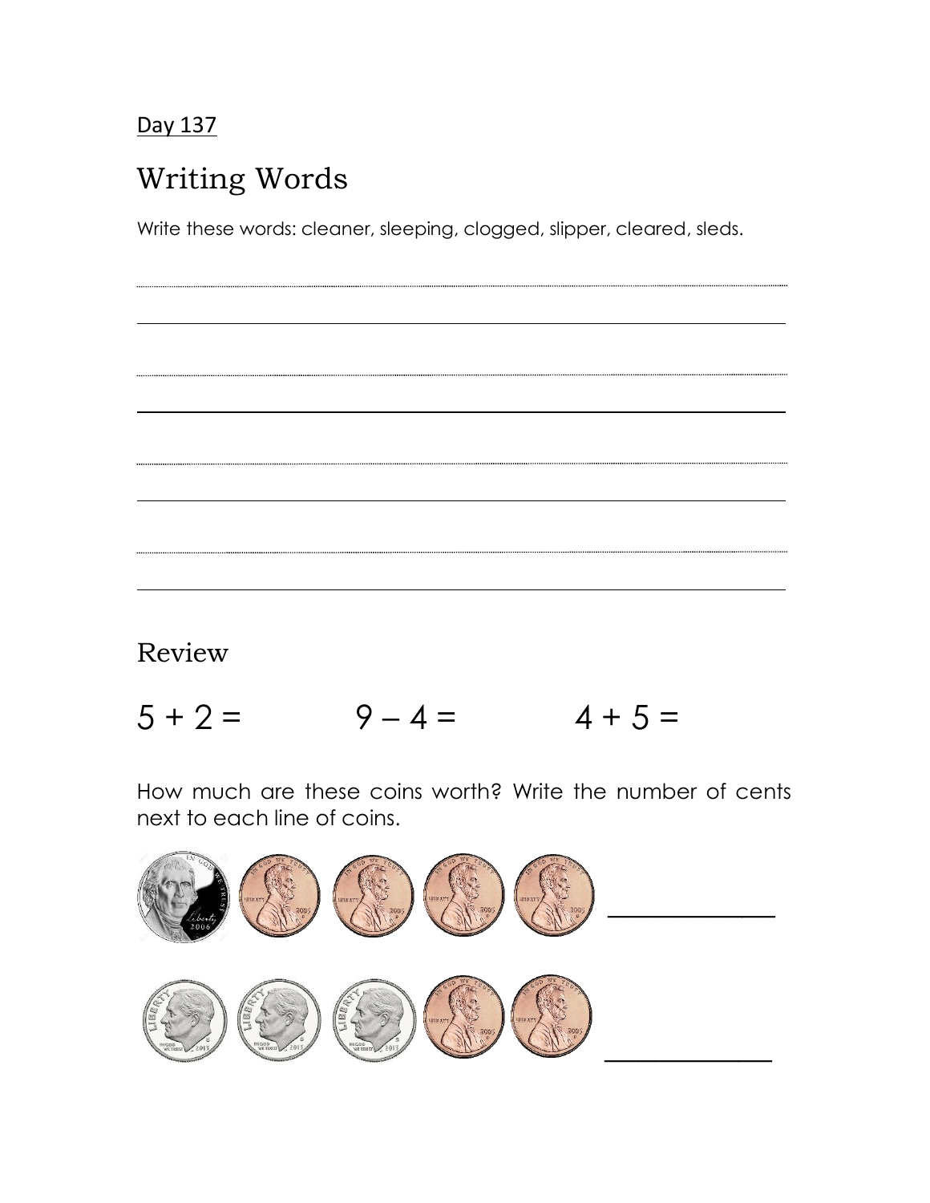Day 137

## Writing Words

Write these words: cleaner, sleeping, clogged, slipper, cleared, sleds.

## Review

$5 + 2 =$ $9 - 4 =$ $4 + 5 =$

How much are these coins worth? Write the number of cents next to each line of coins.

\_\_\_\_\_\_\_\_\_\_\_\_

\_\_\_\_\_\_\_\_\_\_\_\_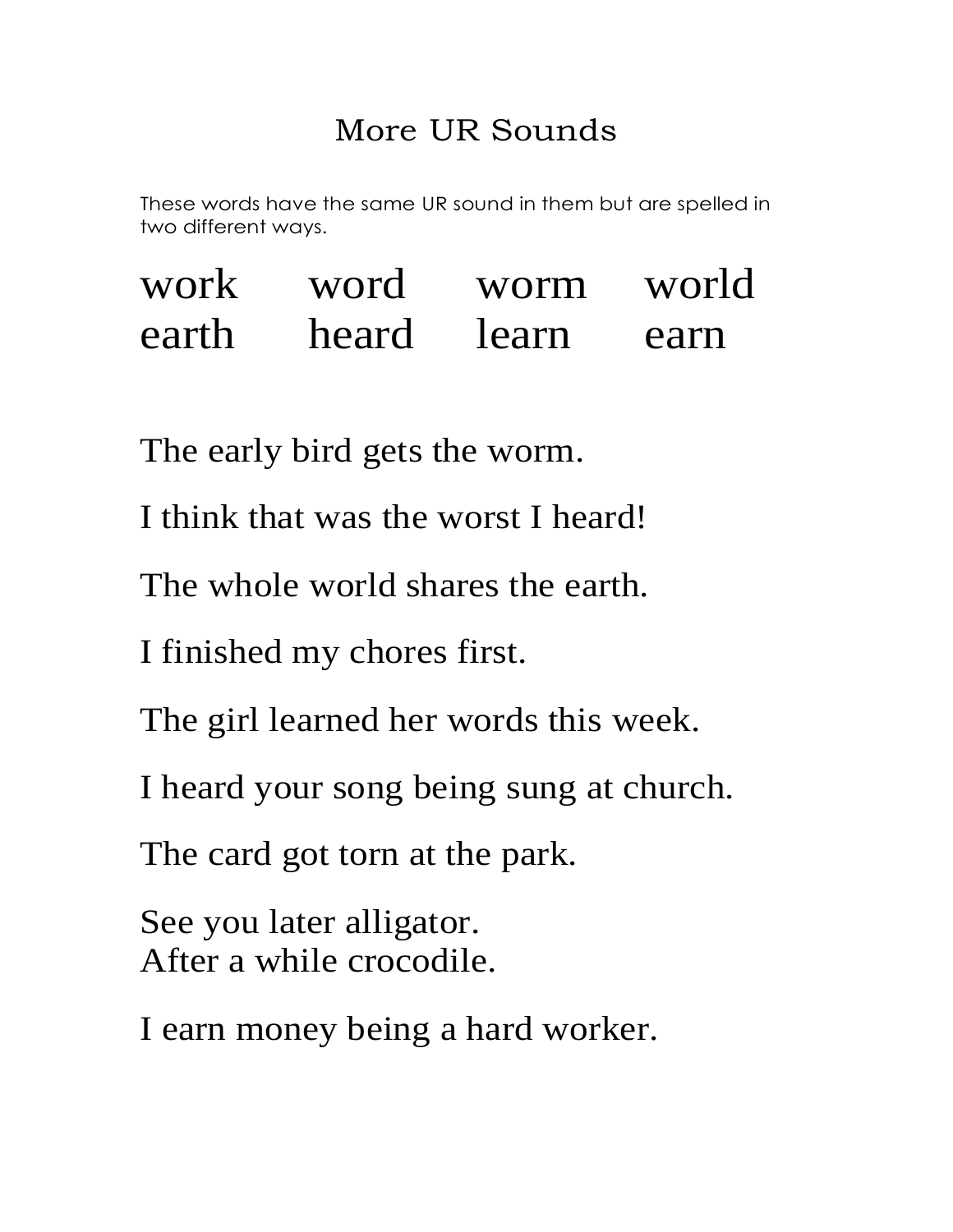# More UR Sounds

These words have the same UR sound in them but are spelled in two different ways.

| | | | |
|---|---|---|---|
| work | word | worm | world |
| earth | heard | learn | earn |

The early bird gets the worm.

I think that was the worst I heard!

The whole world shares the earth.

I finished my chores first.

The girl learned her words this week.

I heard your song being sung at church.

The card got torn at the park.

See you later alligator.
After a while crocodile.

I earn money being a hard worker.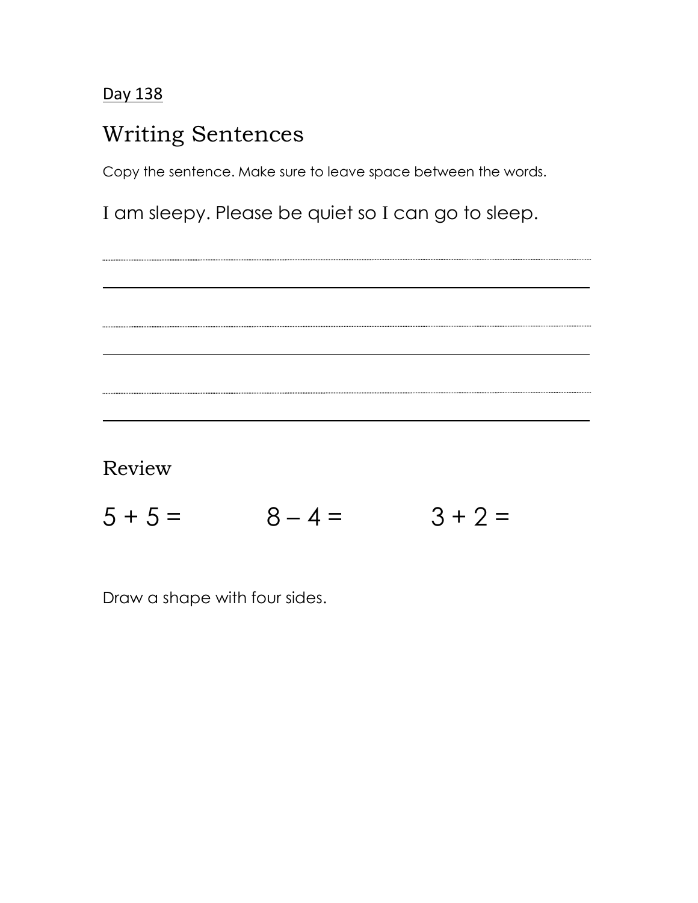Day 138

# Writing Sentences

Copy the sentence. Make sure to leave space between the words.

I am sleepy. Please be quiet so I can go to sleep.

## Review

$5 + 5 =$ $8 - 4 =$ $3 + 2 =$

Draw a shape with four sides.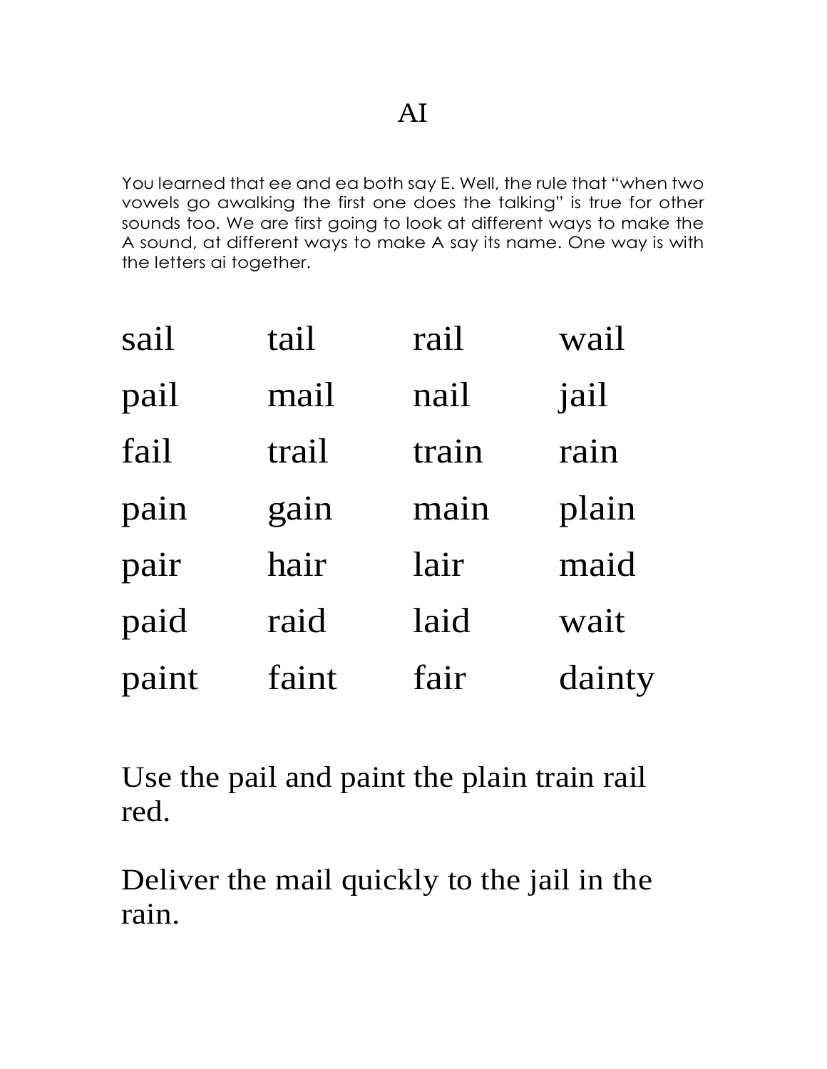# AI

You learned that ee and ea both say E. Well, the rule that "when two vowels go awalking the first one does the talking" is true for other sounds too. We are first going to look at different ways to make the A sound, at different ways to make A say its name. One way is with the letters ai together.

| | | | |
|---|---|---|---|
| sail | tail | rail | wail |
| pail | mail | nail | jail |
| fail | trail | train | rain |
| pain | gain | main | plain |
| pair | hair | lair | maid |
| paid | raid | laid | wait |
| paint | faint | fair | dainty |

Use the pail and paint the plain train rail red.

Deliver the mail quickly to the jail in the rain.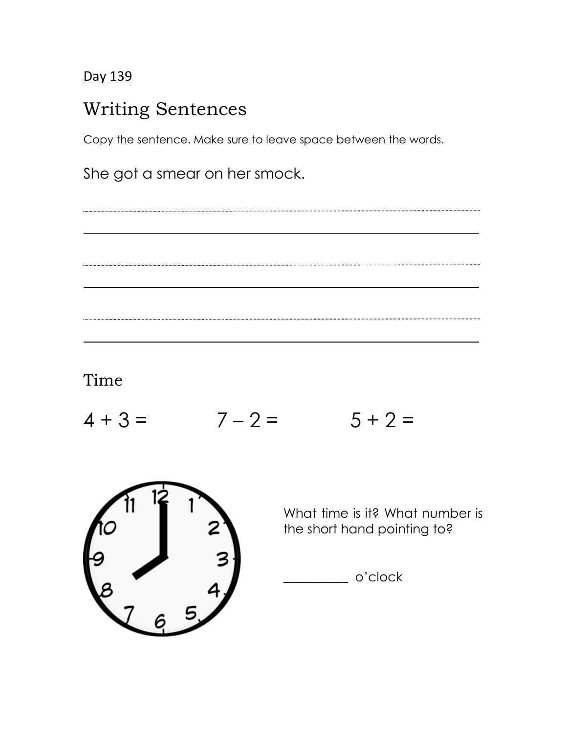Day 139

# Writing Sentences

Copy the sentence. Make sure to leave space between the words.

She got a smear on her smock.

## Time

$4 + 3 =$ $7 - 2 =$ $5 + 2 =$

What time is it? What number is the short hand pointing to?

__________ o'clock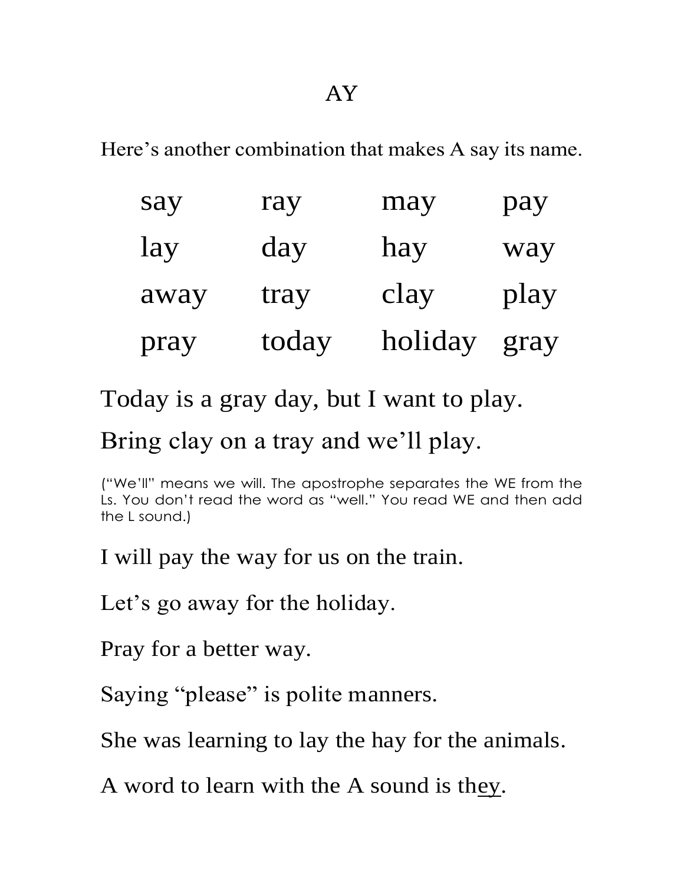# AY

Here's another combination that makes A say its name.

| | | | |
|---|---|---|---|
| say | ray | may | pay |
| lay | day | hay | way |
| away | tray | clay | play |
| pray | today | holiday | gray |

Today is a gray day, but I want to play.

Bring clay on a tray and we'll play.

("We'll" means we will. The apostrophe separates the WE from the Ls. You don't read the word as "well." You read WE and then add the L sound.)

I will pay the way for us on the train.

Let's go away for the holiday.

Pray for a better way.

Saying "please" is polite manners.

She was learning to lay the hay for the animals.

A word to learn with the A sound is th<u>ey</u>.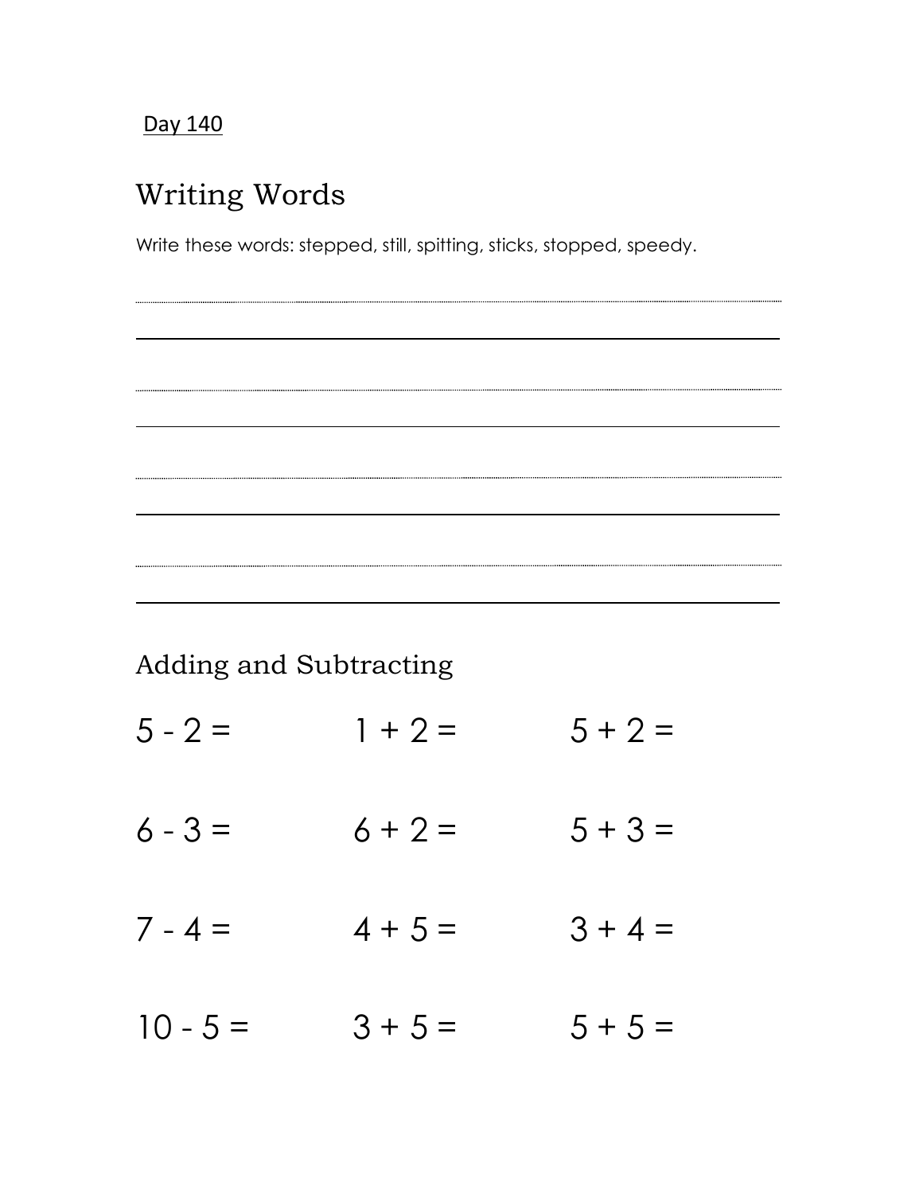Day 140

## Writing Words

Write these words: stepped, still, spitting, sticks, stopped, speedy.

## Adding and Subtracting

| | | |
|---|---|---|
| $5 - 2 =$ | $1 + 2 =$ | $5 + 2 =$ |
| $6 - 3 =$ | $6 + 2 =$ | $5 + 3 =$ |
| $7 - 4 =$ | $4 + 5 =$ | $3 + 4 =$ |
| $10 - 5 =$ | $3 + 5 =$ | $5 + 5 =$ |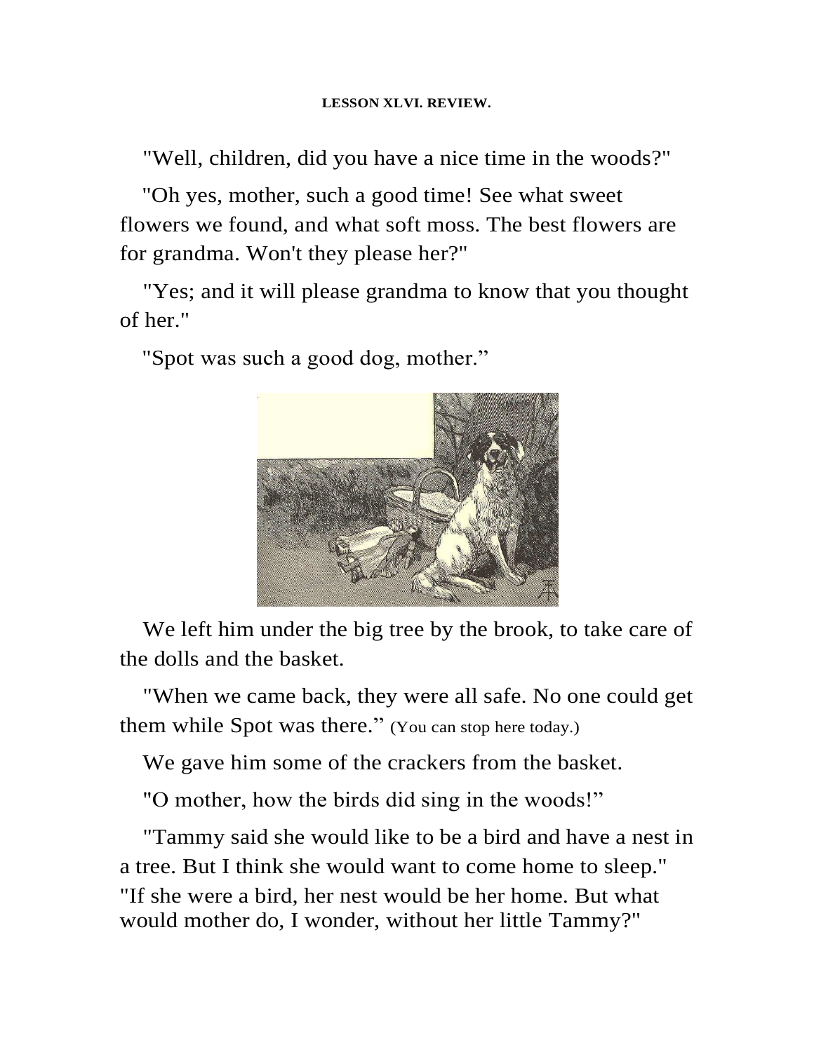### LESSON XLVI. REVIEW.

"Well, children, did you have a nice time in the woods?"

"Oh yes, mother, such a good time! See what sweet flowers we found, and what soft moss. The best flowers are for grandma. Won't they please her?"

"Yes; and it will please grandma to know that you thought of her."

"Spot was such a good dog, mother."

We left him under the big tree by the brook, to take care of the dolls and the basket.

"When we came back, they were all safe. No one could get them while Spot was there." (You can stop here today.)

We gave him some of the crackers from the basket.

"O mother, how the birds did sing in the woods!"

"Tammy said she would like to be a bird and have a nest in a tree. But I think she would want to come home to sleep."

"If she were a bird, her nest would be her home. But what would mother do, I wonder, without her little Tammy?"